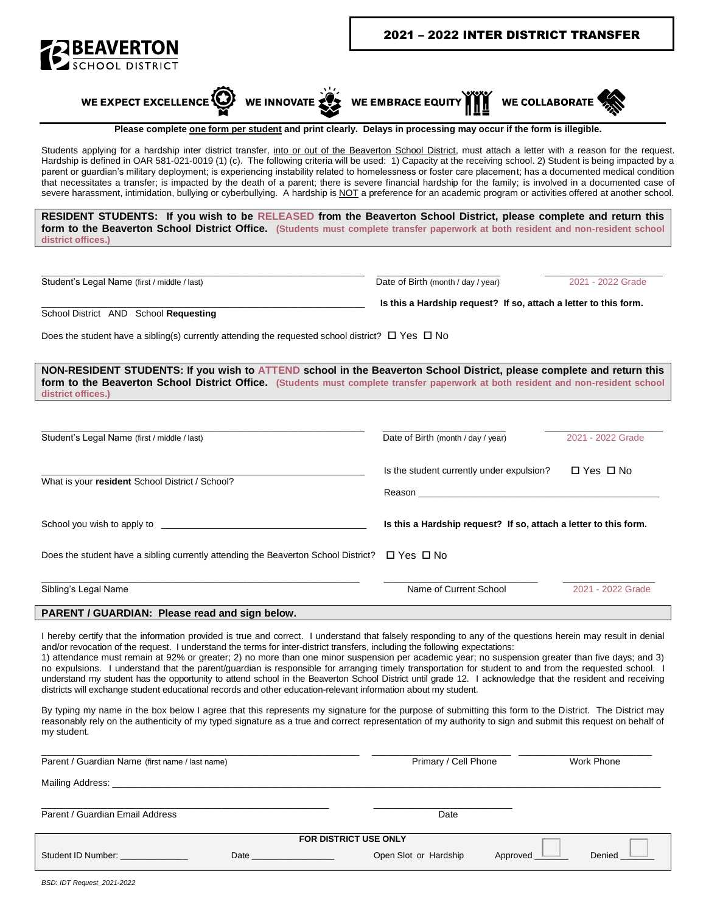# 2021 – 2022 INTER DISTRICT TRANSFER

**BEAVERTON** SCHOOL DISTRICT

**WE EXPECT EXCELLENCE** **WE INNOVATE** **WE EMBRACE EQUITY** **WE COLLABORATE**

**Please complete <u>one form per student</u> and print clearly. Delays in processing may occur if the form is illegible.**

Students applying for a hardship inter district transfer, <u>into or out of the Beaverton School District</u>, must attach a letter with a reason for the request. Hardship is defined in OAR 581-021-0019 (1) (c). The following criteria will be used: 1) Capacity at the receiving school. 2) Student is being impacted by a parent or guardian's military deployment; is experiencing instability related to homelessness or foster care placement; has a documented medical condition that necessitates a transfer; is impacted by the death of a parent; there is severe financial hardship for the family; is involved in a documented case of severe harassment, intimidation, bullying or cyberbullying. A hardship is <u>NOT</u> a preference for an academic program or activities offered at another school.

**RESIDENT STUDENTS: If you wish to be RELEASED from the Beaverton School District, please complete and return this form to the Beaverton School District Office. (Students must complete transfer paperwork at both resident and non-resident school district offices.)**

Student's Legal Name (first / middle / last) ____________________ Date of Birth (month / day / year) ____________ 2021 - 2022 Grade ________

School District AND School **Requesting** ____________________ **Is this a Hardship request? If so, attach a letter to this form.**

Does the student have a sibling(s) currently attending the requested school district? ☐ Yes ☐ No

**NON-RESIDENT STUDENTS: If you wish to ATTEND school in the Beaverton School District, please complete and return this form to the Beaverton School District Office. (Students must complete transfer paperwork at both resident and non-resident school district offices.)**

Student's Legal Name (first / middle / last) ____________________ Date of Birth (month / day / year) ____________ 2021 - 2022 Grade ________

What is your **resident** School District / School? ____________________ Is the student currently under expulsion? ☐ Yes ☐ No

Reason ____________________

School you wish to apply to ____________________ **Is this a Hardship request? If so, attach a letter to this form.**

Does the student have a sibling currently attending the Beaverton School District? ☐ Yes ☐ No

Sibling's Legal Name ____________________ Name of Current School ____________ 2021 - 2022 Grade ________

**PARENT / GUARDIAN: Please read and sign below.**

I hereby certify that the information provided is true and correct. I understand that falsely responding to any of the questions herein may result in denial and/or revocation of the request. I understand the terms for inter-district transfers, including the following expectations:
1) attendance must remain at 92% or greater; 2) no more than one minor suspension per academic year; no suspension greater than five days; and 3) no expulsions. I understand that the parent/guardian is responsible for arranging timely transportation for student to and from the requested school. I understand my student has the opportunity to attend school in the Beaverton School District until grade 12. I acknowledge that the resident and receiving districts will exchange student educational records and other education-relevant information about my student.

By typing my name in the box below I agree that this represents my signature for the purpose of submitting this form to the District. The District may reasonably rely on the authenticity of my typed signature as a true and correct representation of my authority to sign and submit this request on behalf of my student.

Parent / Guardian Name (first name / last name) ____________________ Primary / Cell Phone ____________ Work Phone ____________

Mailing Address: ____________________

Parent / Guardian Email Address ____________________ Date ____________

**FOR DISTRICT USE ONLY**

Student ID Number: ____________ Date ____________ Open Slot or Hardship Approved ☐ ______ Denied ☐ ______

*BSD: IDT Request_2021-2022*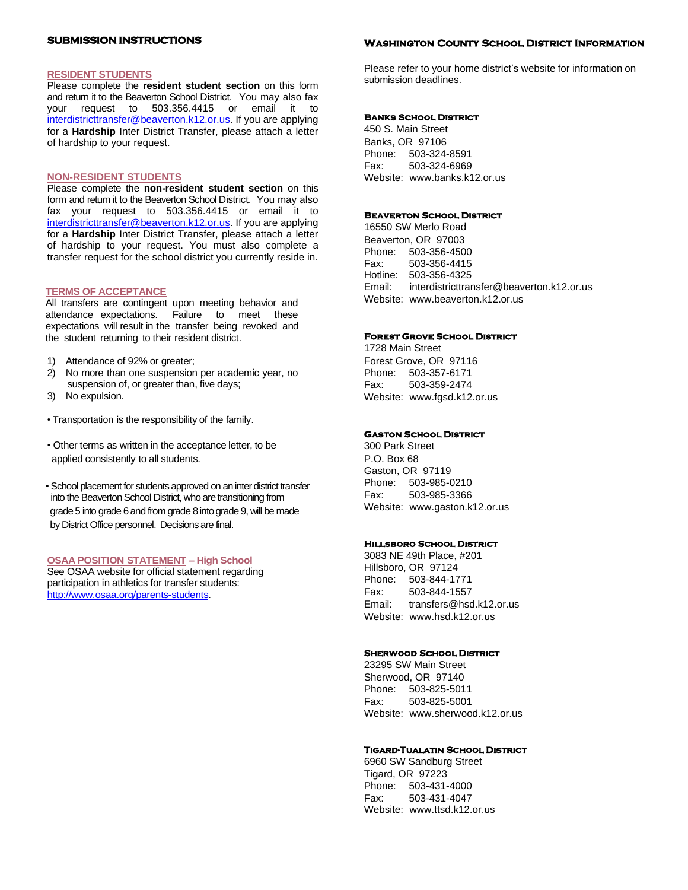## SUBMISSION INSTRUCTIONS

### RESIDENT STUDENTS

Please complete the **resident student section** on this form and return it to the Beaverton School District. You may also fax your request to 503.356.4415 or email it to interdistricttransfer@beaverton.k12.or.us. If you are applying for a **Hardship** Inter District Transfer, please attach a letter of hardship to your request.

### NON-RESIDENT STUDENTS

Please complete the **non-resident student section** on this form and return it to the Beaverton School District. You may also fax your request to 503.356.4415 or email it to interdistricttransfer@beaverton.k12.or.us. If you are applying for a **Hardship** Inter District Transfer, please attach a letter of hardship to your request. You must also complete a transfer request for the school district you currently reside in.

### TERMS OF ACCEPTANCE

All transfers are contingent upon meeting behavior and attendance expectations. Failure to meet these expectations will result in the transfer being revoked and the student returning to their resident district.

1) Attendance of 92% or greater;
2) No more than one suspension per academic year, no suspension of, or greater than, five days;
3) No expulsion.

- Transportation is the responsibility of the family.
- Other terms as written in the acceptance letter, to be applied consistently to all students.
- School placement for students approved on an inter district transfer into the Beaverton School District, who are transitioning from grade 5 into grade 6 and from grade 8 into grade 9, will be made by District Office personnel. Decisions are final.

### OSAA POSITION STATEMENT – High School

See OSAA website for official statement regarding participation in athletics for transfer students: http://www.osaa.org/parents-students.

## WASHINGTON COUNTY SCHOOL DISTRICT INFORMATION

Please refer to your home district's website for information on submission deadlines.

### BANKS SCHOOL DISTRICT

450 S. Main Street
Banks, OR 97106
Phone: 503-324-8591
Fax: 503-324-6969
Website: www.banks.k12.or.us

### BEAVERTON SCHOOL DISTRICT

16550 SW Merlo Road
Beaverton, OR 97003
Phone: 503-356-4500
Fax: 503-356-4415
Hotline: 503-356-4325
Email: interdistricttransfer@beaverton.k12.or.us
Website: www.beaverton.k12.or.us

### FOREST GROVE SCHOOL DISTRICT

1728 Main Street
Forest Grove, OR 97116
Phone: 503-357-6171
Fax: 503-359-2474
Website: www.fgsd.k12.or.us

### GASTON SCHOOL DISTRICT

300 Park Street
P.O. Box 68
Gaston, OR 97119
Phone: 503-985-0210
Fax: 503-985-3366
Website: www.gaston.k12.or.us

### HILLSBORO SCHOOL DISTRICT

3083 NE 49th Place, #201
Hillsboro, OR 97124
Phone: 503-844-1771
Fax: 503-844-1557
Email: transfers@hsd.k12.or.us
Website: www.hsd.k12.or.us

### SHERWOOD SCHOOL DISTRICT

23295 SW Main Street
Sherwood, OR 97140
Phone: 503-825-5011
Fax: 503-825-5001
Website: www.sherwood.k12.or.us

### TIGARD-TUALATIN SCHOOL DISTRICT

6960 SW Sandburg Street
Tigard, OR 97223
Phone: 503-431-4000
Fax: 503-431-4047
Website: www.ttsd.k12.or.us